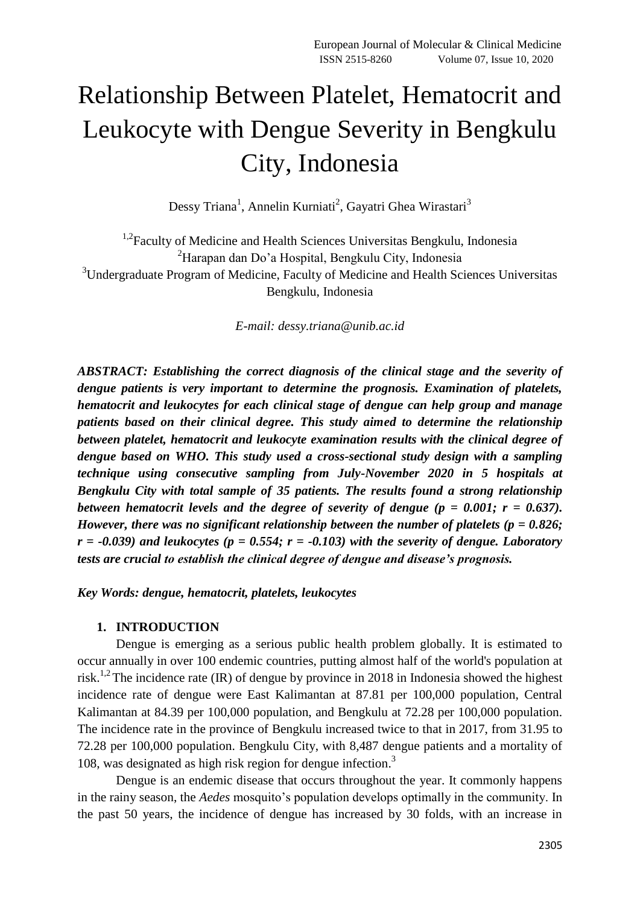# Relationship Between Platelet, Hematocrit and Leukocyte with Dengue Severity in Bengkulu City, Indonesia

Dessy Triana[1], Annelin Kurniati[2], Gayatri Ghea Wirastari[3]

[1,2]Faculty of Medicine and Health Sciences Universitas Bengkulu, Indonesia
[2]Harapan dan Do'a Hospital, Bengkulu City, Indonesia
[3]Undergraduate Program of Medicine, Faculty of Medicine and Health Sciences Universitas Bengkulu, Indonesia

*E-mail: dessy.triana@unib.ac.id*

***ABSTRACT: Establishing the correct diagnosis of the clinical stage and the severity of dengue patients is very important to determine the prognosis. Examination of platelets, hematocrit and leukocytes for each clinical stage of dengue can help group and manage patients based on their clinical degree. This study aimed to determine the relationship between platelet, hematocrit and leukocyte examination results with the clinical degree of dengue based on WHO. This study used a cross-sectional study design with a sampling technique using consecutive sampling from July-November 2020 in 5 hospitals at Bengkulu City with total sample of 35 patients. The results found a strong relationship between hematocrit levels and the degree of severity of dengue ($p = 0.001$; $r = 0.637$). However, there was no significant relationship between the number of platelets ($p = 0.826$; $r = -0.039$) and leukocytes ($p = 0.554$; $r = -0.103$) with the severity of dengue. Laboratory tests are crucial to establish the clinical degree of dengue and disease's prognosis.***

***Key Words: dengue, hematocrit, platelets, leukocytes***

## 1. INTRODUCTION

Dengue is emerging as a serious public health problem globally. It is estimated to occur annually in over 100 endemic countries, putting almost half of the world's population at risk.[1,2] The incidence rate (IR) of dengue by province in 2018 in Indonesia showed the highest incidence rate of dengue were East Kalimantan at 87.81 per 100,000 population, Central Kalimantan at 84.39 per 100,000 population, and Bengkulu at 72.28 per 100,000 population. The incidence rate in the province of Bengkulu increased twice to that in 2017, from 31.95 to 72.28 per 100,000 population. Bengkulu City, with 8,487 dengue patients and a mortality of 108, was designated as high risk region for dengue infection.[3]

Dengue is an endemic disease that occurs throughout the year. It commonly happens in the rainy season, the *Aedes* mosquito's population develops optimally in the community. In the past 50 years, the incidence of dengue has increased by 30 folds, with an increase in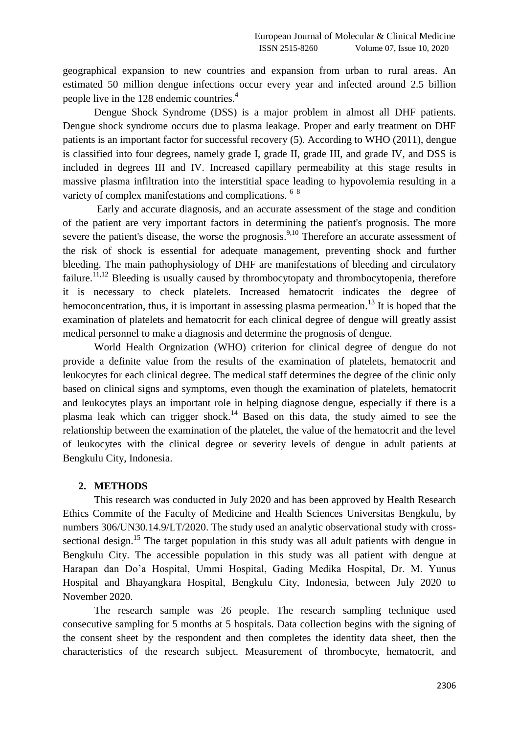geographical expansion to new countries and expansion from urban to rural areas. An estimated 50 million dengue infections occur every year and infected around 2.5 billion people live in the 128 endemic countries.[4]

Dengue Shock Syndrome (DSS) is a major problem in almost all DHF patients. Dengue shock syndrome occurs due to plasma leakage. Proper and early treatment on DHF patients is an important factor for successful recovery (5). According to WHO (2011), dengue is classified into four degrees, namely grade I, grade II, grade III, and grade IV, and DSS is included in degrees III and IV. Increased capillary permeability at this stage results in massive plasma infiltration into the interstitial space leading to hypovolemia resulting in a variety of complex manifestations and complications. [6–8]

Early and accurate diagnosis, and an accurate assessment of the stage and condition of the patient are very important factors in determining the patient's prognosis. The more severe the patient's disease, the worse the prognosis.[9,10] Therefore an accurate assessment of the risk of shock is essential for adequate management, preventing shock and further bleeding. The main pathophysiology of DHF are manifestations of bleeding and circulatory failure.[11,12] Bleeding is usually caused by thrombocytopaty and thrombocytopenia, therefore it is necessary to check platelets. Increased hematocrit indicates the degree of hemoconcentration, thus, it is important in assessing plasma permeation.[13] It is hoped that the examination of platelets and hematocrit for each clinical degree of dengue will greatly assist medical personnel to make a diagnosis and determine the prognosis of dengue.

World Health Orgnization (WHO) criterion for clinical degree of dengue do not provide a definite value from the results of the examination of platelets, hematocrit and leukocytes for each clinical degree. The medical staff determines the degree of the clinic only based on clinical signs and symptoms, even though the examination of platelets, hematocrit and leukocytes plays an important role in helping diagnose dengue, especially if there is a plasma leak which can trigger shock.[14] Based on this data, the study aimed to see the relationship between the examination of the platelet, the value of the hematocrit and the level of leukocytes with the clinical degree or severity levels of dengue in adult patients at Bengkulu City, Indonesia.

## 2. METHODS

This research was conducted in July 2020 and has been approved by Health Research Ethics Commite of the Faculty of Medicine and Health Sciences Universitas Bengkulu, by numbers 306/UN30.14.9/LT/2020. The study used an analytic observational study with cross-sectional design.[15] The target population in this study was all adult patients with dengue in Bengkulu City. The accessible population in this study was all patient with dengue at Harapan dan Do'a Hospital, Ummi Hospital, Gading Medika Hospital, Dr. M. Yunus Hospital and Bhayangkara Hospital, Bengkulu City, Indonesia, between July 2020 to November 2020.

The research sample was 26 people. The research sampling technique used consecutive sampling for 5 months at 5 hospitals. Data collection begins with the signing of the consent sheet by the respondent and then completes the identity data sheet, then the characteristics of the research subject. Measurement of thrombocyte, hematocrit, and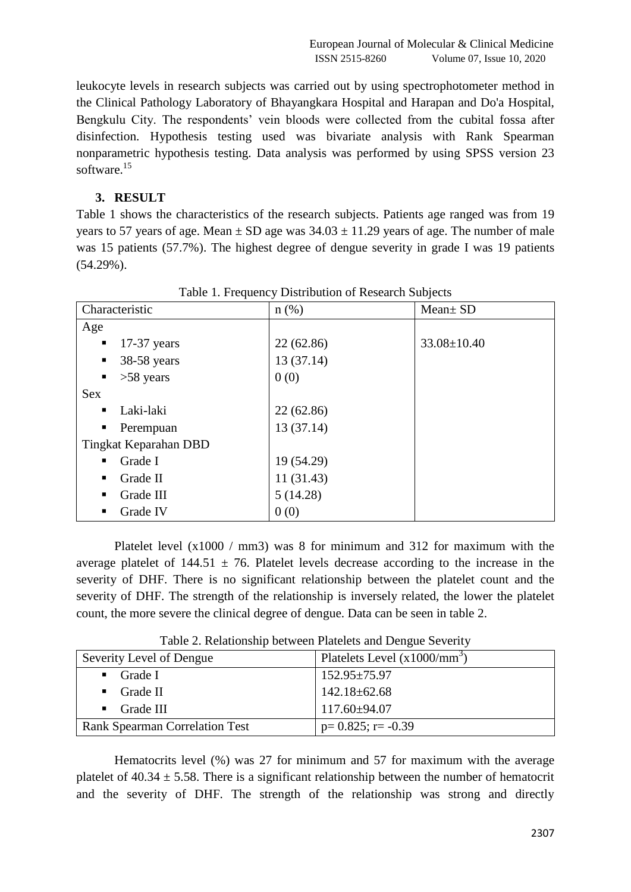leukocyte levels in research subjects was carried out by using spectrophotometer method in the Clinical Pathology Laboratory of Bhayangkara Hospital and Harapan and Do'a Hospital, Bengkulu City. The respondents' vein bloods were collected from the cubital fossa after disinfection. Hypothesis testing used was bivariate analysis with Rank Spearman nonparametric hypothesis testing. Data analysis was performed by using SPSS version 23 software.[15]

## 3. RESULT

Table 1 shows the characteristics of the research subjects. Patients age ranged was from 19 years to 57 years of age. Mean ± SD age was 34.03 ± 11.29 years of age. The number of male was 15 patients (57.7%). The highest degree of dengue severity in grade I was 19 patients (54.29%).

Table 1. Frequency Distribution of Research Subjects

| Characteristic | n (%) | Mean± SD |
|---|---|---|
| Age | | |
| ▪ 17-37 years | 22 (62.86) | 33.08±10.40 |
| ▪ 38-58 years | 13 (37.14) | |
| ▪ >58 years | 0 (0) | |
| Sex | | |
| ▪ Laki-laki | 22 (62.86) | |
| ▪ Perempuan | 13 (37.14) | |
| Tingkat Keparahan DBD | | |
| ▪ Grade I | 19 (54.29) | |
| ▪ Grade II | 11 (31.43) | |
| ▪ Grade III | 5 (14.28) | |
| ▪ Grade IV | 0 (0) | |

Platelet level (x1000 / mm3) was 8 for minimum and 312 for maximum with the average platelet of 144.51 ± 76. Platelet levels decrease according to the increase in the severity of DHF. There is no significant relationship between the platelet count and the severity of DHF. The strength of the relationship is inversely related, the lower the platelet count, the more severe the clinical degree of dengue. Data can be seen in table 2.

Table 2. Relationship between Platelets and Dengue Severity

| Severity Level of Dengue | Platelets Level ($x1000/mm^3$) |
|---|---|
| ▪ Grade I | 152.95±75.97 |
| ▪ Grade II | 142.18±62.68 |
| ▪ Grade III | 117.60±94.07 |
| Rank Spearman Correlation Test | $p= 0.825$; $r= -0.39$ |

Hematocrits level (%) was 27 for minimum and 57 for maximum with the average platelet of 40.34 ± 5.58. There is a significant relationship between the number of hematocrit and the severity of DHF. The strength of the relationship was strong and directly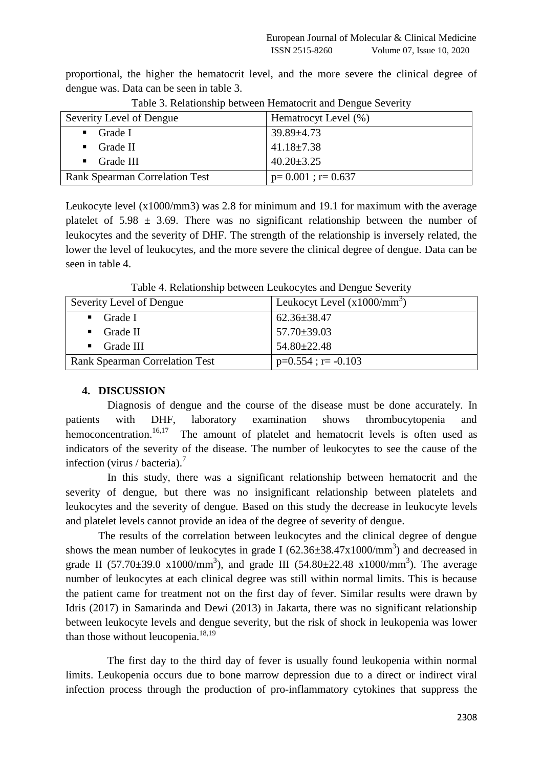proportional, the higher the hematocrit level, and the more severe the clinical degree of dengue was. Data can be seen in table 3.

Table 3. Relationship between Hematocrit and Dengue Severity

| Severity Level of Dengue | Hematrocyt Level (%) |
|---|---|
| ▪ Grade I | 39.89±4.73 |
| ▪ Grade II | 41.18±7.38 |
| ▪ Grade III | 40.20±3.25 |
| Rank Spearman Correlation Test | p= 0.001 ; r= 0.637 |

Leukocyte level (x1000/mm3) was 2.8 for minimum and 19.1 for maximum with the average platelet of 5.98 ± 3.69. There was no significant relationship between the number of leukocytes and the severity of DHF. The strength of the relationship is inversely related, the lower the level of leukocytes, and the more severe the clinical degree of dengue. Data can be seen in table 4.

Table 4. Relationship between Leukocytes and Dengue Severity

| Severity Level of Dengue | Leukocyt Level (x1000/mm$^3$) |
|---|---|
| ▪ Grade I | 62.36±38.47 |
| ▪ Grade II | 57.70±39.03 |
| ▪ Grade III | 54.80±22.48 |
| Rank Spearman Correlation Test | p=0.554 ; r= -0.103 |

## 4. DISCUSSION

Diagnosis of dengue and the course of the disease must be done accurately. In patients with DHF, laboratory examination shows thrombocytopenia and hemoconcentration.[16,17] The amount of platelet and hematocrit levels is often used as indicators of the severity of the disease. The number of leukocytes to see the cause of the infection (virus / bacteria).[7]

In this study, there was a significant relationship between hematocrit and the severity of dengue, but there was no insignificant relationship between platelets and leukocytes and the severity of dengue. Based on this study the decrease in leukocyte levels and platelet levels cannot provide an idea of the degree of severity of dengue.

The results of the correlation between leukocytes and the clinical degree of dengue shows the mean number of leukocytes in grade I (62.36±38.47x1000/mm$^3$) and decreased in grade II (57.70±39.0 x1000/mm$^3$), and grade III (54.80±22.48 x1000/mm$^3$). The average number of leukocytes at each clinical degree was still within normal limits. This is because the patient came for treatment not on the first day of fever. Similar results were drawn by Idris (2017) in Samarinda and Dewi (2013) in Jakarta, there was no significant relationship between leukocyte levels and dengue severity, but the risk of shock in leukopenia was lower than those without leucopenia.[18,19]

The first day to the third day of fever is usually found leukopenia within normal limits. Leukopenia occurs due to bone marrow depression due to a direct or indirect viral infection process through the production of pro-inflammatory cytokines that suppress the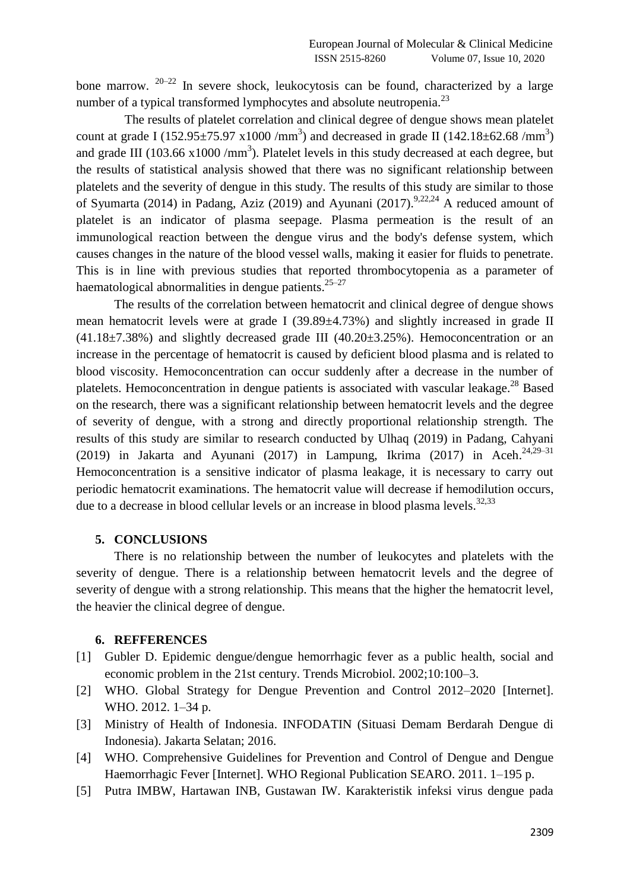bone marrow. [20–22] In severe shock, leukocytosis can be found, characterized by a large number of a typical transformed lymphocytes and absolute neutropenia.[23]

The results of platelet correlation and clinical degree of dengue shows mean platelet count at grade I (152.95±75.97 x1000 /mm$^3$) and decreased in grade II (142.18±62.68 /mm$^3$) and grade III (103.66 x1000 /mm$^3$). Platelet levels in this study decreased at each degree, but the results of statistical analysis showed that there was no significant relationship between platelets and the severity of dengue in this study. The results of this study are similar to those of Syumarta (2014) in Padang, Aziz (2019) and Ayunani (2017).[9,22,24] A reduced amount of platelet is an indicator of plasma seepage. Plasma permeation is the result of an immunological reaction between the dengue virus and the body's defense system, which causes changes in the nature of the blood vessel walls, making it easier for fluids to penetrate. This is in line with previous studies that reported thrombocytopenia as a parameter of haematological abnormalities in dengue patients.[25–27]

The results of the correlation between hematocrit and clinical degree of dengue shows mean hematocrit levels were at grade I (39.89±4.73%) and slightly increased in grade II (41.18±7.38%) and slightly decreased grade III (40.20±3.25%). Hemoconcentration or an increase in the percentage of hematocrit is caused by deficient blood plasma and is related to blood viscosity. Hemoconcentration can occur suddenly after a decrease in the number of platelets. Hemoconcentration in dengue patients is associated with vascular leakage.[28] Based on the research, there was a significant relationship between hematocrit levels and the degree of severity of dengue, with a strong and directly proportional relationship strength. The results of this study are similar to research conducted by Ulhaq (2019) in Padang, Cahyani (2019) in Jakarta and Ayunani (2017) in Lampung, Ikrima (2017) in Aceh.[24,29–31] Hemoconcentration is a sensitive indicator of plasma leakage, it is necessary to carry out periodic hematocrit examinations. The hematocrit value will decrease if hemodilution occurs, due to a decrease in blood cellular levels or an increase in blood plasma levels.[32,33]

## 5. CONCLUSIONS

There is no relationship between the number of leukocytes and platelets with the severity of dengue. There is a relationship between hematocrit levels and the degree of severity of dengue with a strong relationship. This means that the higher the hematocrit level, the heavier the clinical degree of dengue.

## 6. REFFERENCES

[1] Gubler D. Epidemic dengue/dengue hemorrhagic fever as a public health, social and economic problem in the 21st century. Trends Microbiol. 2002;10:100–3.

[2] WHO. Global Strategy for Dengue Prevention and Control 2012–2020 [Internet]. WHO. 2012. 1–34 p.

[3] Ministry of Health of Indonesia. INFODATIN (Situasi Demam Berdarah Dengue di Indonesia). Jakarta Selatan; 2016.

[4] WHO. Comprehensive Guidelines for Prevention and Control of Dengue and Dengue Haemorrhagic Fever [Internet]. WHO Regional Publication SEARO. 2011. 1–195 p.

[5] Putra IMBW, Hartawan INB, Gustawan IW. Karakteristik infeksi virus dengue pada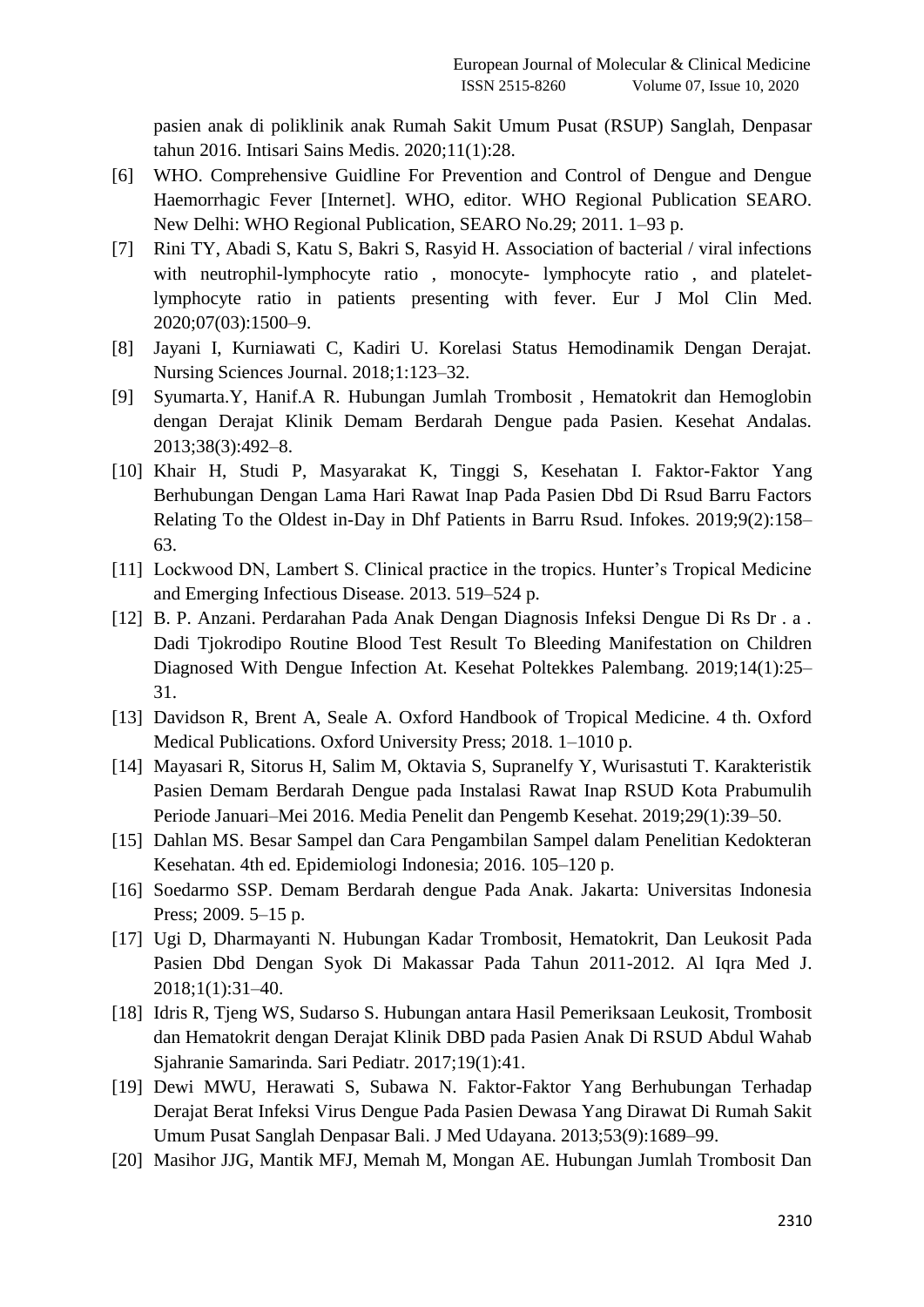pasien anak di poliklinik anak Rumah Sakit Umum Pusat (RSUP) Sanglah, Denpasar tahun 2016. Intisari Sains Medis. 2020;11(1):28.

[6] WHO. Comprehensive Guidline For Prevention and Control of Dengue and Dengue Haemorrhagic Fever [Internet]. WHO, editor. WHO Regional Publication SEARO. New Delhi: WHO Regional Publication, SEARO No.29; 2011. 1–93 p.

[7] Rini TY, Abadi S, Katu S, Bakri S, Rasyid H. Association of bacterial / viral infections with neutrophil-lymphocyte ratio , monocyte- lymphocyte ratio , and platelet-lymphocyte ratio in patients presenting with fever. Eur J Mol Clin Med. 2020;07(03):1500–9.

[8] Jayani I, Kurniawati C, Kadiri U. Korelasi Status Hemodinamik Dengan Derajat. Nursing Sciences Journal. 2018;1:123–32.

[9] Syumarta.Y, Hanif.A R. Hubungan Jumlah Trombosit , Hematokrit dan Hemoglobin dengan Derajat Klinik Demam Berdarah Dengue pada Pasien. Kesehat Andalas. 2013;38(3):492–8.

[10] Khair H, Studi P, Masyarakat K, Tinggi S, Kesehatan I. Faktor-Faktor Yang Berhubungan Dengan Lama Hari Rawat Inap Pada Pasien Dbd Di Rsud Barru Factors Relating To the Oldest in-Day in Dhf Patients in Barru Rsud. Infokes. 2019;9(2):158–63.

[11] Lockwood DN, Lambert S. Clinical practice in the tropics. Hunter's Tropical Medicine and Emerging Infectious Disease. 2013. 519–524 p.

[12] B. P. Anzani. Perdarahan Pada Anak Dengan Diagnosis Infeksi Dengue Di Rs Dr . a . Dadi Tjokrodipo Routine Blood Test Result To Bleeding Manifestation on Children Diagnosed With Dengue Infection At. Kesehat Poltekkes Palembang. 2019;14(1):25–31.

[13] Davidson R, Brent A, Seale A. Oxford Handbook of Tropical Medicine. 4 th. Oxford Medical Publications. Oxford University Press; 2018. 1–1010 p.

[14] Mayasari R, Sitorus H, Salim M, Oktavia S, Supranelfy Y, Wurisastuti T. Karakteristik Pasien Demam Berdarah Dengue pada Instalasi Rawat Inap RSUD Kota Prabumulih Periode Januari–Mei 2016. Media Penelit dan Pengemb Kesehat. 2019;29(1):39–50.

[15] Dahlan MS. Besar Sampel dan Cara Pengambilan Sampel dalam Penelitian Kedokteran Kesehatan. 4th ed. Epidemiologi Indonesia; 2016. 105–120 p.

[16] Soedarmo SSP. Demam Berdarah dengue Pada Anak. Jakarta: Universitas Indonesia Press; 2009. 5–15 p.

[17] Ugi D, Dharmayanti N. Hubungan Kadar Trombosit, Hematokrit, Dan Leukosit Pada Pasien Dbd Dengan Syok Di Makassar Pada Tahun 2011-2012. Al Iqra Med J. 2018;1(1):31–40.

[18] Idris R, Tjeng WS, Sudarso S. Hubungan antara Hasil Pemeriksaan Leukosit, Trombosit dan Hematokrit dengan Derajat Klinik DBD pada Pasien Anak Di RSUD Abdul Wahab Sjahranie Samarinda. Sari Pediatr. 2017;19(1):41.

[19] Dewi MWU, Herawati S, Subawa N. Faktor-Faktor Yang Berhubungan Terhadap Derajat Berat Infeksi Virus Dengue Pada Pasien Dewasa Yang Dirawat Di Rumah Sakit Umum Pusat Sanglah Denpasar Bali. J Med Udayana. 2013;53(9):1689–99.

[20] Masihor JJG, Mantik MFJ, Memah M, Mongan AE. Hubungan Jumlah Trombosit Dan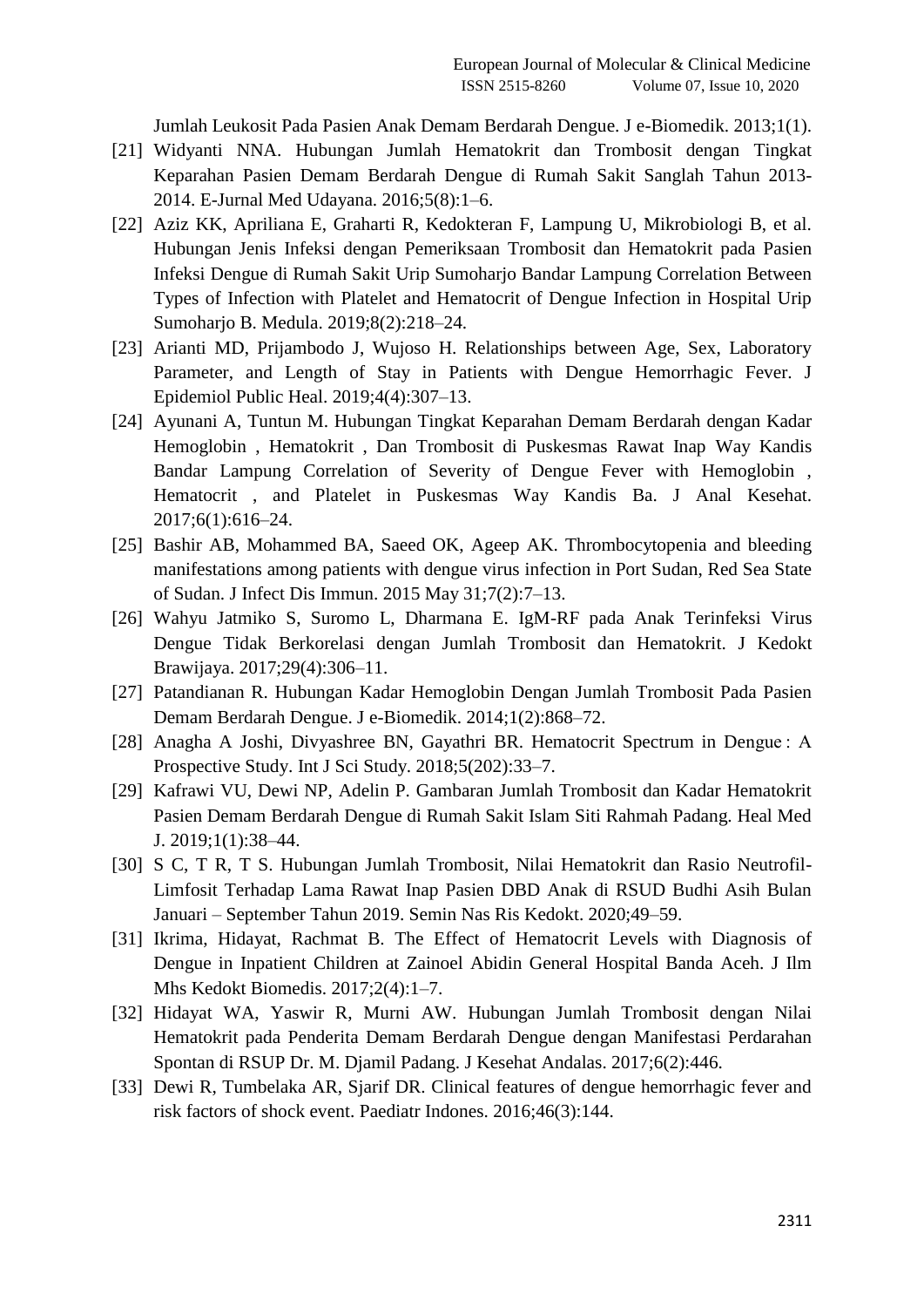Jumlah Leukosit Pada Pasien Anak Demam Berdarah Dengue. J e-Biomedik. 2013;1(1).

[21] Widyanti NNA. Hubungan Jumlah Hematokrit dan Trombosit dengan Tingkat Keparahan Pasien Demam Berdarah Dengue di Rumah Sakit Sanglah Tahun 2013-2014. E-Jurnal Med Udayana. 2016;5(8):1–6.

[22] Aziz KK, Apriliana E, Graharti R, Kedokteran F, Lampung U, Mikrobiologi B, et al. Hubungan Jenis Infeksi dengan Pemeriksaan Trombosit dan Hematokrit pada Pasien Infeksi Dengue di Rumah Sakit Urip Sumoharjo Bandar Lampung Correlation Between Types of Infection with Platelet and Hematocrit of Dengue Infection in Hospital Urip Sumoharjo B. Medula. 2019;8(2):218–24.

[23] Arianti MD, Prijambodo J, Wujoso H. Relationships between Age, Sex, Laboratory Parameter, and Length of Stay in Patients with Dengue Hemorrhagic Fever. J Epidemiol Public Heal. 2019;4(4):307–13.

[24] Ayunani A, Tuntun M. Hubungan Tingkat Keparahan Demam Berdarah dengan Kadar Hemoglobin , Hematokrit , Dan Trombosit di Puskesmas Rawat Inap Way Kandis Bandar Lampung Correlation of Severity of Dengue Fever with Hemoglobin , Hematocrit , and Platelet in Puskesmas Way Kandis Ba. J Anal Kesehat. 2017;6(1):616–24.

[25] Bashir AB, Mohammed BA, Saeed OK, Ageep AK. Thrombocytopenia and bleeding manifestations among patients with dengue virus infection in Port Sudan, Red Sea State of Sudan. J Infect Dis Immun. 2015 May 31;7(2):7–13.

[26] Wahyu Jatmiko S, Suromo L, Dharmana E. IgM-RF pada Anak Terinfeksi Virus Dengue Tidak Berkorelasi dengan Jumlah Trombosit dan Hematokrit. J Kedokt Brawijaya. 2017;29(4):306–11.

[27] Patandianan R. Hubungan Kadar Hemoglobin Dengan Jumlah Trombosit Pada Pasien Demam Berdarah Dengue. J e-Biomedik. 2014;1(2):868–72.

[28] Anagha A Joshi, Divyashree BN, Gayathri BR. Hematocrit Spectrum in Dengue : A Prospective Study. Int J Sci Study. 2018;5(202):33–7.

[29] Kafrawi VU, Dewi NP, Adelin P. Gambaran Jumlah Trombosit dan Kadar Hematokrit Pasien Demam Berdarah Dengue di Rumah Sakit Islam Siti Rahmah Padang. Heal Med J. 2019;1(1):38–44.

[30] S C, T R, T S. Hubungan Jumlah Trombosit, Nilai Hematokrit dan Rasio Neutrofil-Limfosit Terhadap Lama Rawat Inap Pasien DBD Anak di RSUD Budhi Asih Bulan Januari – September Tahun 2019. Semin Nas Ris Kedokt. 2020;49–59.

[31] Ikrima, Hidayat, Rachmat B. The Effect of Hematocrit Levels with Diagnosis of Dengue in Inpatient Children at Zainoel Abidin General Hospital Banda Aceh. J Ilm Mhs Kedokt Biomedis. 2017;2(4):1–7.

[32] Hidayat WA, Yaswir R, Murni AW. Hubungan Jumlah Trombosit dengan Nilai Hematokrit pada Penderita Demam Berdarah Dengue dengan Manifestasi Perdarahan Spontan di RSUP Dr. M. Djamil Padang. J Kesehat Andalas. 2017;6(2):446.

[33] Dewi R, Tumbelaka AR, Sjarif DR. Clinical features of dengue hemorrhagic fever and risk factors of shock event. Paediatr Indones. 2016;46(3):144.